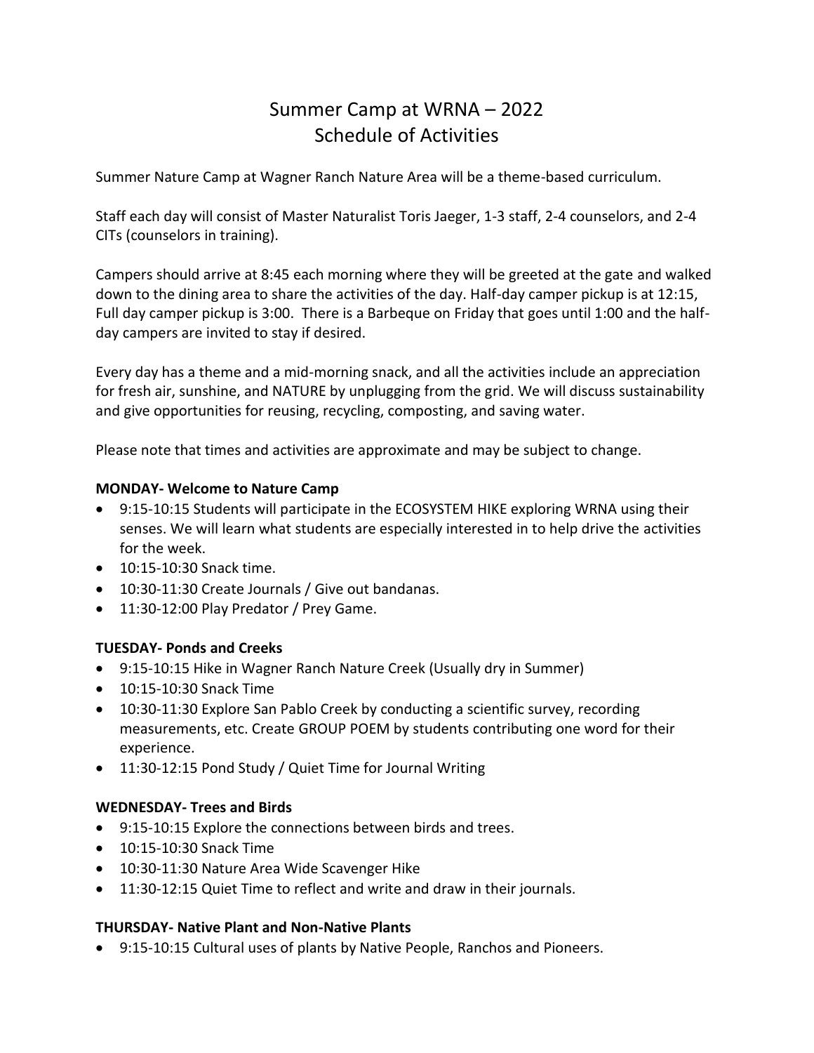# Summer Camp at WRNA – 2022
# Schedule of Activities

Summer Nature Camp at Wagner Ranch Nature Area will be a theme-based curriculum.

Staff each day will consist of Master Naturalist Toris Jaeger, 1-3 staff, 2-4 counselors, and 2-4 CITs (counselors in training).

Campers should arrive at 8:45 each morning where they will be greeted at the gate and walked down to the dining area to share the activities of the day. Half-day camper pickup is at 12:15, Full day camper pickup is 3:00. There is a Barbeque on Friday that goes until 1:00 and the half-day campers are invited to stay if desired.

Every day has a theme and a mid-morning snack, and all the activities include an appreciation for fresh air, sunshine, and NATURE by unplugging from the grid. We will discuss sustainability and give opportunities for reusing, recycling, composting, and saving water.

Please note that times and activities are approximate and may be subject to change.

**MONDAY- Welcome to Nature Camp**

- 9:15-10:15 Students will participate in the ECOSYSTEM HIKE exploring WRNA using their senses. We will learn what students are especially interested in to help drive the activities for the week.
- 10:15-10:30 Snack time.
- 10:30-11:30 Create Journals / Give out bandanas.
- 11:30-12:00 Play Predator / Prey Game.

**TUESDAY- Ponds and Creeks**

- 9:15-10:15 Hike in Wagner Ranch Nature Creek (Usually dry in Summer)
- 10:15-10:30 Snack Time
- 10:30-11:30 Explore San Pablo Creek by conducting a scientific survey, recording measurements, etc. Create GROUP POEM by students contributing one word for their experience.
- 11:30-12:15 Pond Study / Quiet Time for Journal Writing

**WEDNESDAY- Trees and Birds**

- 9:15-10:15 Explore the connections between birds and trees.
- 10:15-10:30 Snack Time
- 10:30-11:30 Nature Area Wide Scavenger Hike
- 11:30-12:15 Quiet Time to reflect and write and draw in their journals.

**THURSDAY- Native Plant and Non-Native Plants**

- 9:15-10:15 Cultural uses of plants by Native People, Ranchos and Pioneers.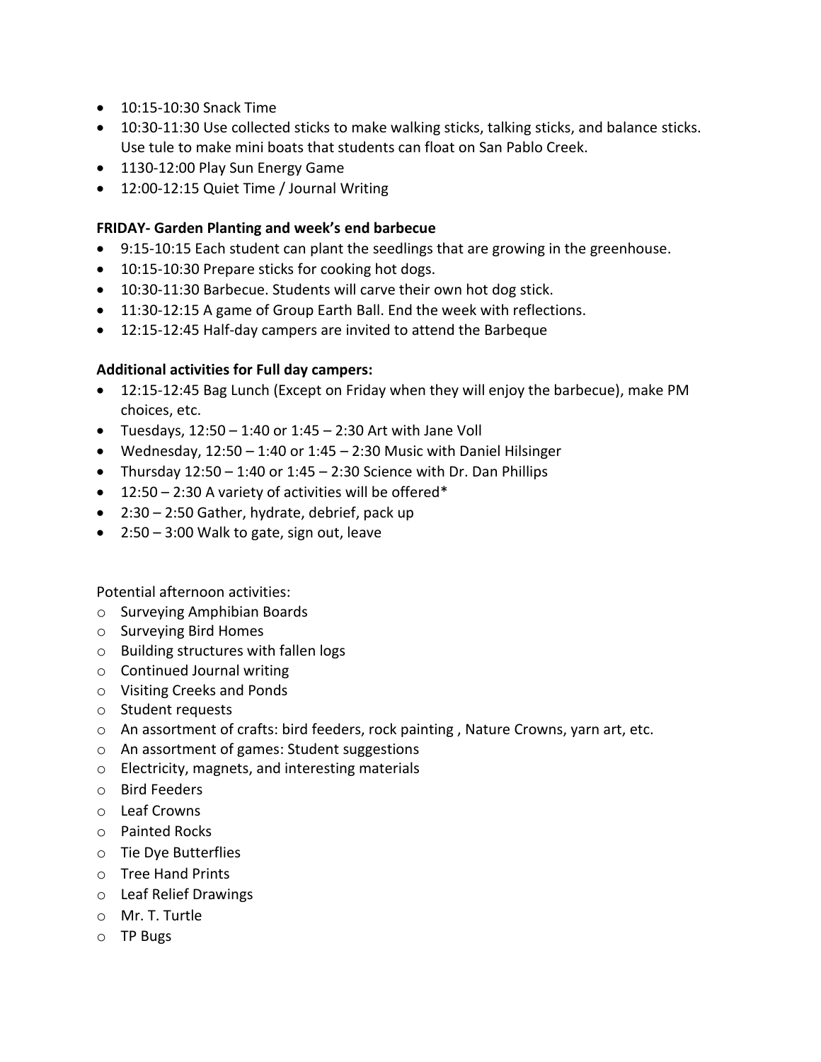- 10:15-10:30 Snack Time
- 10:30-11:30 Use collected sticks to make walking sticks, talking sticks, and balance sticks. Use tule to make mini boats that students can float on San Pablo Creek.
- 1130-12:00 Play Sun Energy Game
- 12:00-12:15 Quiet Time / Journal Writing

**FRIDAY- Garden Planting and week's end barbecue**

- 9:15-10:15 Each student can plant the seedlings that are growing in the greenhouse.
- 10:15-10:30 Prepare sticks for cooking hot dogs.
- 10:30-11:30 Barbecue. Students will carve their own hot dog stick.
- 11:30-12:15 A game of Group Earth Ball. End the week with reflections.
- 12:15-12:45 Half-day campers are invited to attend the Barbeque

**Additional activities for Full day campers:**

- 12:15-12:45 Bag Lunch (Except on Friday when they will enjoy the barbecue), make PM choices, etc.
- Tuesdays, 12:50 – 1:40 or 1:45 – 2:30 Art with Jane Voll
- Wednesday, 12:50 – 1:40 or 1:45 – 2:30 Music with Daniel Hilsinger
- Thursday 12:50 – 1:40 or 1:45 – 2:30 Science with Dr. Dan Phillips
- 12:50 – 2:30 A variety of activities will be offered*
- 2:30 – 2:50 Gather, hydrate, debrief, pack up
- 2:50 – 3:00 Walk to gate, sign out, leave

Potential afternoon activities:

- Surveying Amphibian Boards
- Surveying Bird Homes
- Building structures with fallen logs
- Continued Journal writing
- Visiting Creeks and Ponds
- Student requests
- An assortment of crafts: bird feeders, rock painting , Nature Crowns, yarn art, etc.
- An assortment of games: Student suggestions
- Electricity, magnets, and interesting materials
- Bird Feeders
- Leaf Crowns
- Painted Rocks
- Tie Dye Butterflies
- Tree Hand Prints
- Leaf Relief Drawings
- Mr. T. Turtle
- TP Bugs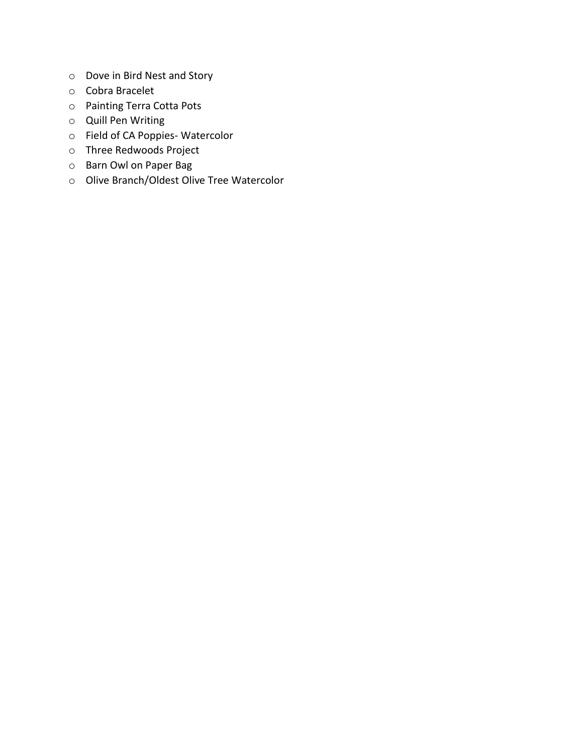- Dove in Bird Nest and Story
- Cobra Bracelet
- Painting Terra Cotta Pots
- Quill Pen Writing
- Field of CA Poppies- Watercolor
- Three Redwoods Project
- Barn Owl on Paper Bag
- Olive Branch/Oldest Olive Tree Watercolor